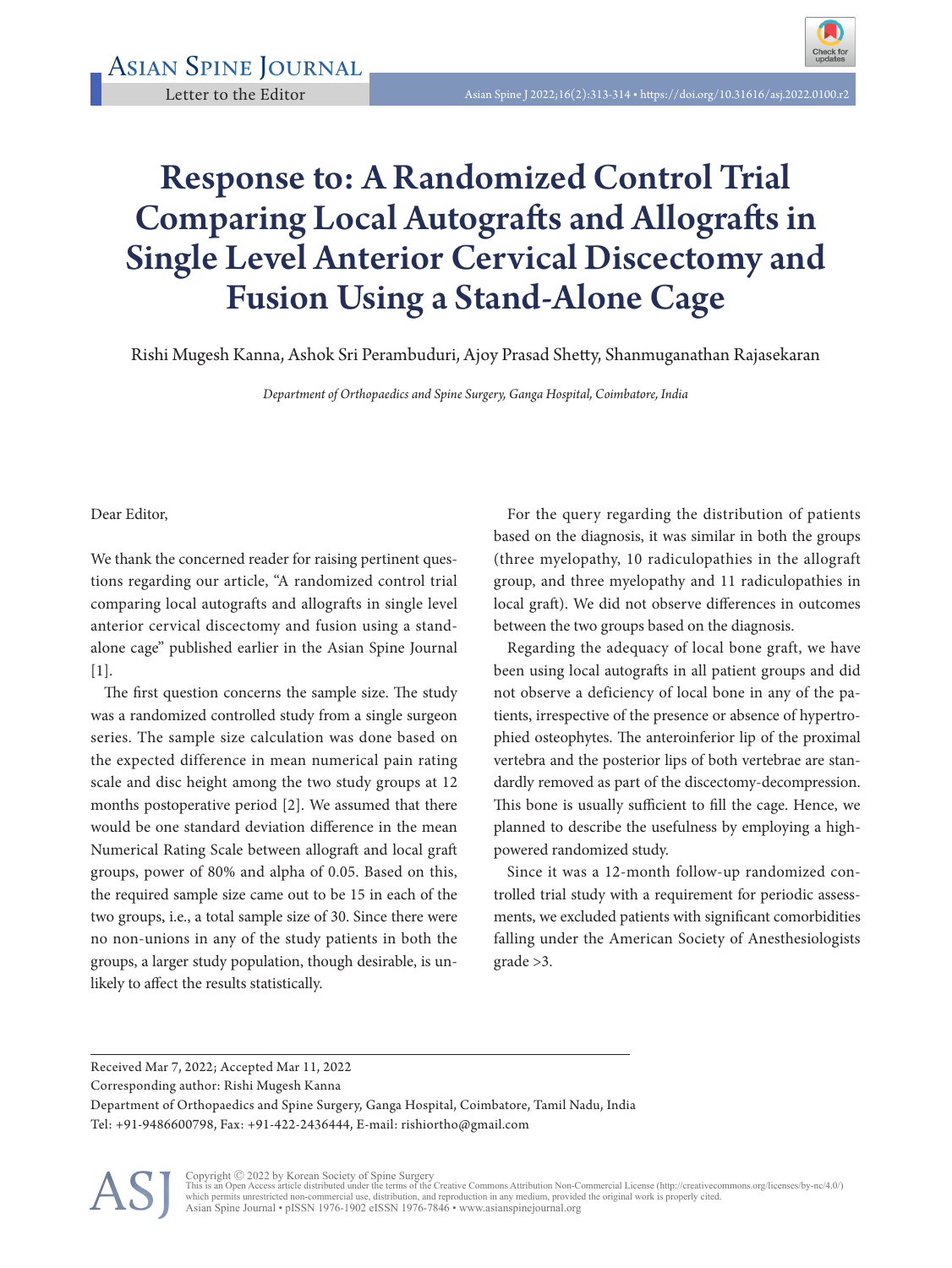Letter to the Editor

# Response to: A Randomized Control Trial Comparing Local Autografts and Allografts in Single Level Anterior Cervical Discectomy and Fusion Using a Stand-Alone Cage

Rishi Mugesh Kanna, Ashok Sri Perambuduri, Ajoy Prasad Shetty, Shanmuganathan Rajasekaran

*Department of Orthopaedics and Spine Surgery, Ganga Hospital, Coimbatore, India*

Dear Editor,

We thank the concerned reader for raising pertinent questions regarding our article, "A randomized control trial comparing local autografts and allografts in single level anterior cervical discectomy and fusion using a stand-alone cage" published earlier in the Asian Spine Journal [1].

The first question concerns the sample size. The study was a randomized controlled study from a single surgeon series. The sample size calculation was done based on the expected difference in mean numerical pain rating scale and disc height among the two study groups at 12 months postoperative period [2]. We assumed that there would be one standard deviation difference in the mean Numerical Rating Scale between allograft and local graft groups, power of 80% and alpha of 0.05. Based on this, the required sample size came out to be 15 in each of the two groups, i.e., a total sample size of 30. Since there were no non-unions in any of the study patients in both the groups, a larger study population, though desirable, is unlikely to affect the results statistically.

For the query regarding the distribution of patients based on the diagnosis, it was similar in both the groups (three myelopathy, 10 radiculopathies in the allograft group, and three myelopathy and 11 radiculopathies in local graft). We did not observe differences in outcomes between the two groups based on the diagnosis.

Regarding the adequacy of local bone graft, we have been using local autografts in all patient groups and did not observe a deficiency of local bone in any of the patients, irrespective of the presence or absence of hypertrophied osteophytes. The anteroinferior lip of the proximal vertebra and the posterior lips of both vertebrae are standardly removed as part of the discectomy-decompression. This bone is usually sufficient to fill the cage. Hence, we planned to describe the usefulness by employing a high-powered randomized study.

Since it was a 12-month follow-up randomized controlled trial study with a requirement for periodic assessments, we excluded patients with significant comorbidities falling under the American Society of Anesthesiologists grade >3.

Received Mar 7, 2022; Accepted Mar 11, 2022

Corresponding author: Rishi Mugesh Kanna

Department of Orthopaedics and Spine Surgery, Ganga Hospital, Coimbatore, Tamil Nadu, India

Tel: +91-9486600798, Fax: +91-422-2436444, E-mail: rishiortho@gmail.com

Copyright © 2022 by Korean Society of Spine Surgery

This is an Open Access article distributed under the terms of the Creative Commons Attribution Non-Commercial License (http://creativecommons.org/licenses/by-nc/4.0/) which permits unrestricted non-commercial use, distribution, and reproduction in any medium, provided the original work is properly cited.

Asian Spine Journal • pISSN 1976-1902 eISSN 1976-7846 • www.asianspinejournal.org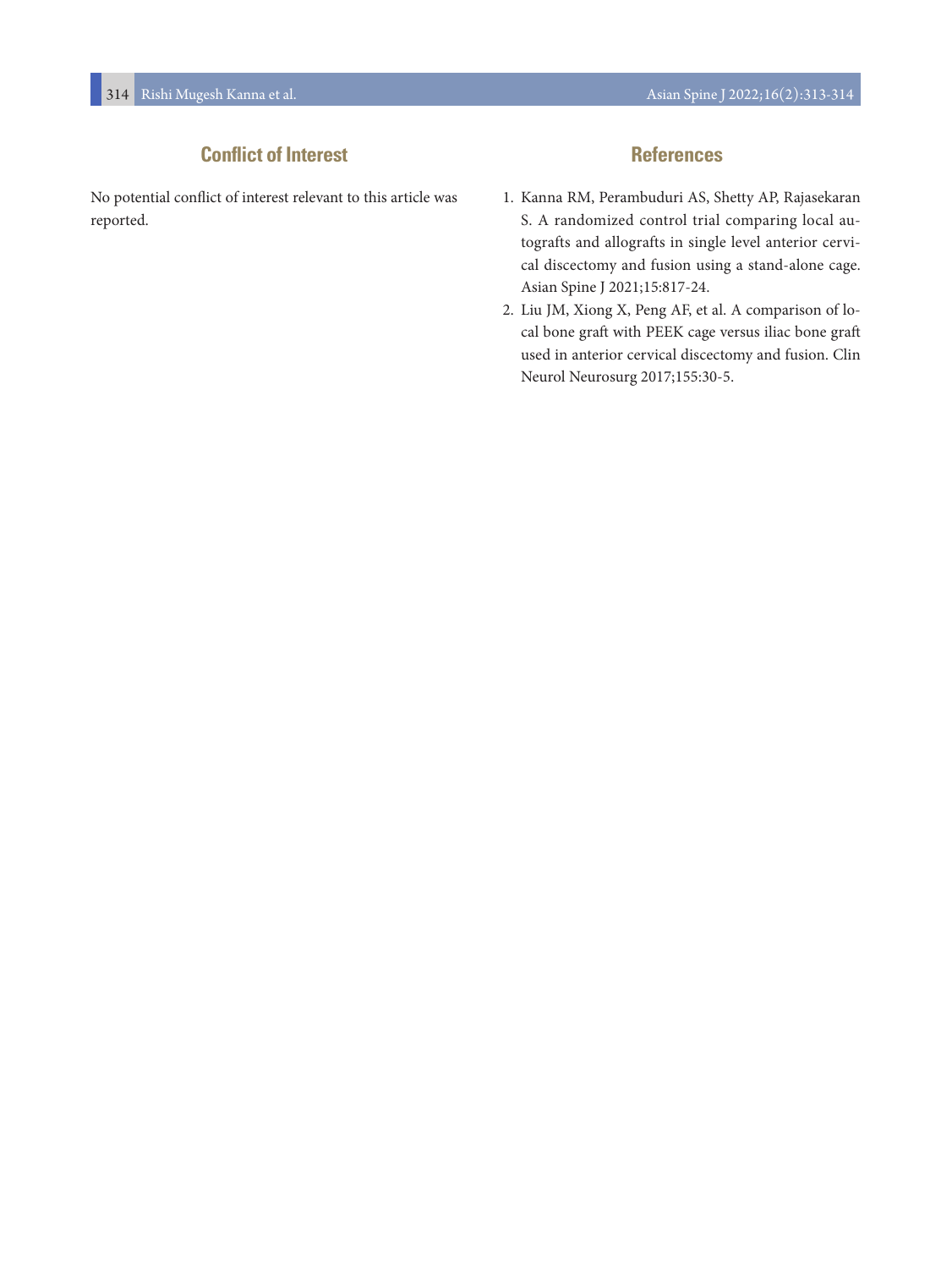## Conflict of Interest

No potential conflict of interest relevant to this article was reported.

## References

1. Kanna RM, Perambuduri AS, Shetty AP, Rajasekaran S. A randomized control trial comparing local autografts and allografts in single level anterior cervical discectomy and fusion using a stand-alone cage. Asian Spine J 2021;15:817-24.
2. Liu JM, Xiong X, Peng AF, et al. A comparison of local bone graft with PEEK cage versus iliac bone graft used in anterior cervical discectomy and fusion. Clin Neurol Neurosurg 2017;155:30-5.